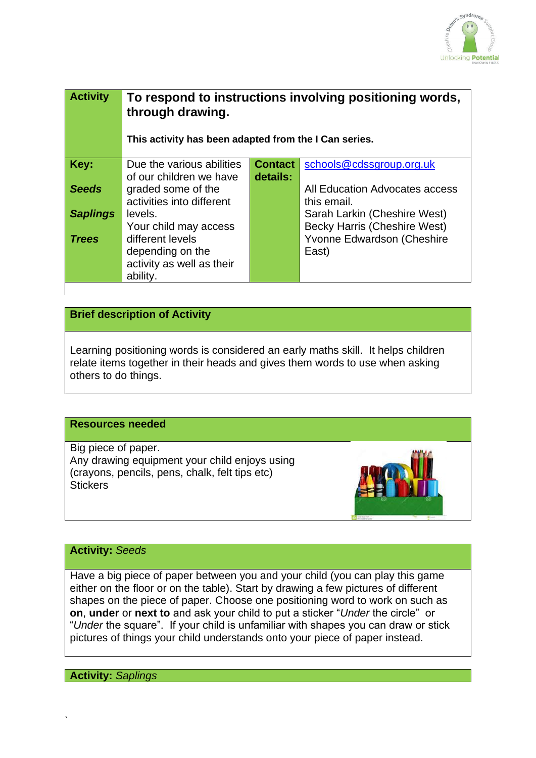| Activity | To respond to instructions involving positioning words, through drawing.<br><br>This activity has been adapted from the I Can series. | | |
|---|---|---|---|
| **Key:**<br><br>***Seeds***<br><br>***Saplings***<br><br>***Trees*** | Due the various abilities of our children we have graded some of the activities into different levels.<br>Your child may access different levels depending on the activity as well as their ability. | **Contact details:** | schools@cdssgroup.org.uk<br><br>All Education Advocates access this email.<br>Sarah Larkin (Cheshire West)<br>Becky Harris (Cheshire West)<br>Yvonne Edwardson (Cheshire East) |

**Brief description of Activity**

Learning positioning words is considered an early maths skill. It helps children relate items together in their heads and gives them words to use when asking others to do things.

**Resources needed**

Big piece of paper.
Any drawing equipment your child enjoys using (crayons, pencils, pens, chalk, felt tips etc)
Stickers

**Activity:** *Seeds*

Have a big piece of paper between you and your child (you can play this game either on the floor or on the table). Start by drawing a few pictures of different shapes on the piece of paper. Choose one positioning word to work on such as **on**, **under** or **next to** and ask your child to put a sticker "*Under* the circle" or "*Under* the square". If your child is unfamiliar with shapes you can draw or stick pictures of things your child understands onto your piece of paper instead.

**Activity:** *Saplings*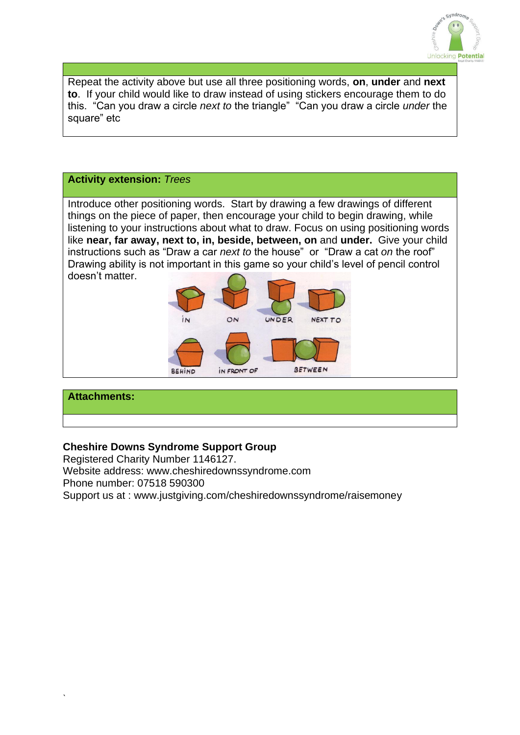Repeat the activity above but use all three positioning words, **on**, **under** and **next to**. If your child would like to draw instead of using stickers encourage them to do this. "Can you draw a circle *next to* the triangle" "Can you draw a circle *under* the square" etc

**Activity extension:** *Trees*

Introduce other positioning words. Start by drawing a few drawings of different things on the piece of paper, then encourage your child to begin drawing, while listening to your instructions about what to draw. Focus on using positioning words like **near, far away, next to, in, beside, between, on** and **under.** Give your child instructions such as "Draw a car *next to* the house" or "Draw a cat *on* the roof" Drawing ability is not important in this game so your child's level of pencil control doesn't matter.

IN
ON
UNDER
NEXT TO
BEHIND
IN FRONT OF
BETWEEN

**Attachments:**

**Cheshire Downs Syndrome Support Group**
Registered Charity Number 1146127.
Website address: www.cheshiredownssyndrome.com
Phone number: 07518 590300
Support us at : www.justgiving.com/cheshiredownssyndrome/raisemoney